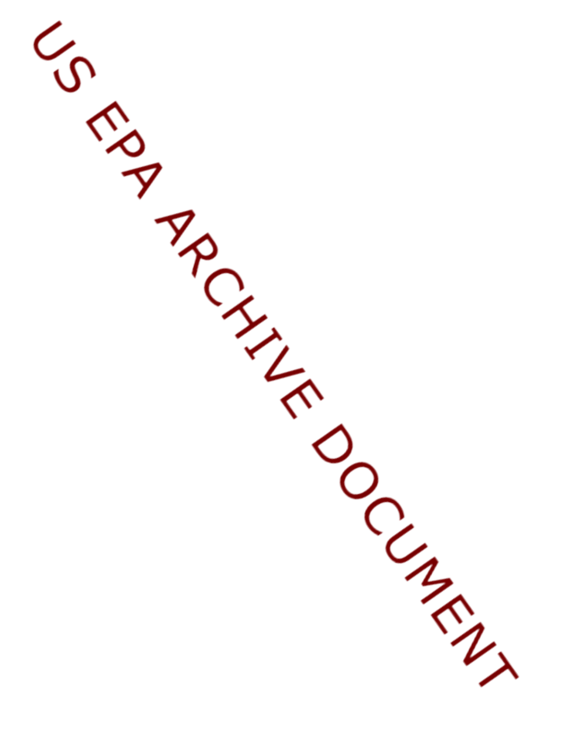US EPA ARCHIVE DOCUMENT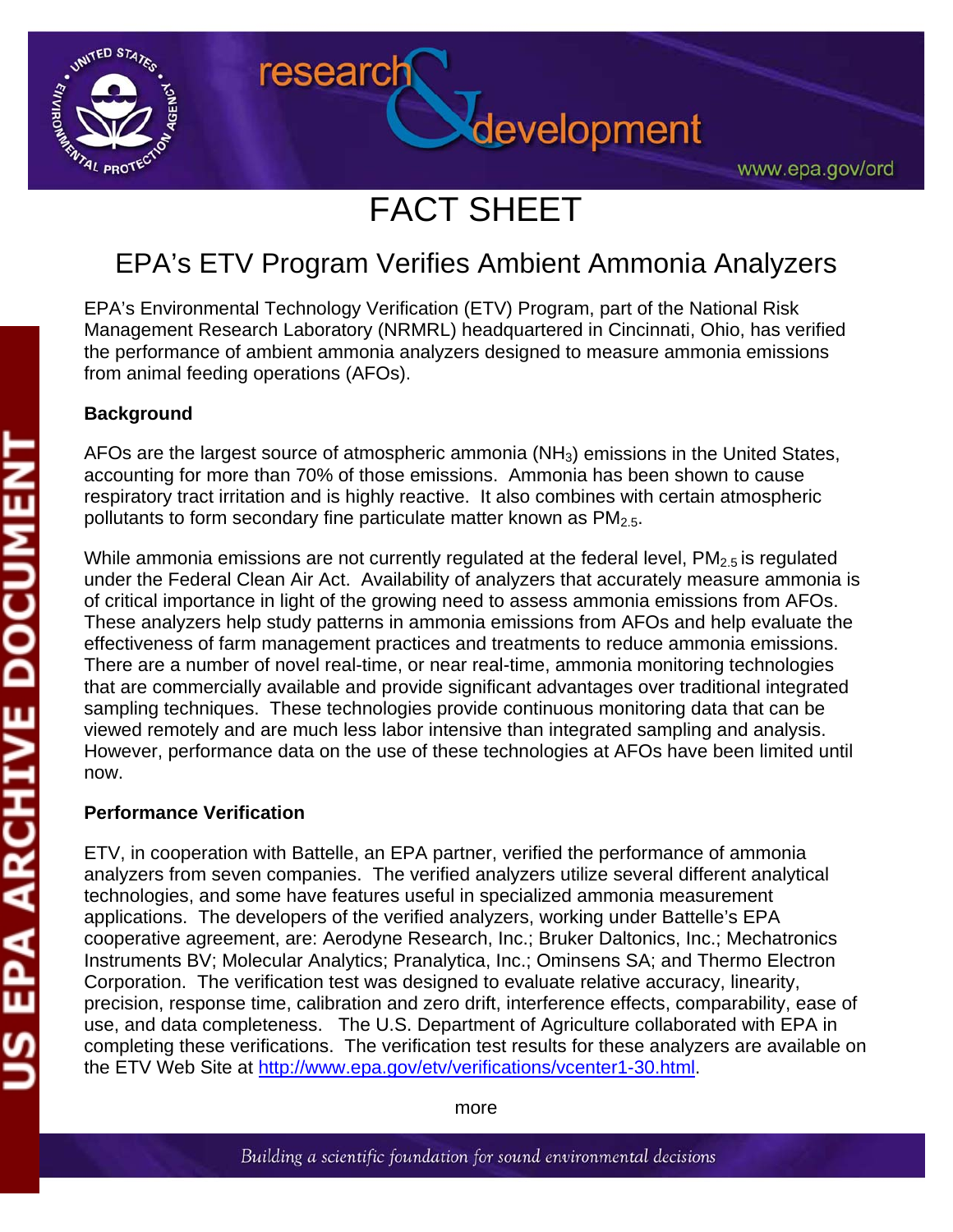# FACT SHEET

## EPA's ETV Program Verifies Ambient Ammonia Analyzers

EPA's Environmental Technology Verification (ETV) Program, part of the National Risk Management Research Laboratory (NRMRL) headquartered in Cincinnati, Ohio, has verified the performance of ambient ammonia analyzers designed to measure ammonia emissions from animal feeding operations (AFOs).

**Background**

AFOs are the largest source of atmospheric ammonia ($NH_3$) emissions in the United States, accounting for more than 70% of those emissions. Ammonia has been shown to cause respiratory tract irritation and is highly reactive. It also combines with certain atmospheric pollutants to form secondary fine particulate matter known as $PM_{2.5}$.

While ammonia emissions are not currently regulated at the federal level, $PM_{2.5}$ is regulated under the Federal Clean Air Act. Availability of analyzers that accurately measure ammonia is of critical importance in light of the growing need to assess ammonia emissions from AFOs. These analyzers help study patterns in ammonia emissions from AFOs and help evaluate the effectiveness of farm management practices and treatments to reduce ammonia emissions. There are a number of novel real-time, or near real-time, ammonia monitoring technologies that are commercially available and provide significant advantages over traditional integrated sampling techniques. These technologies provide continuous monitoring data that can be viewed remotely and are much less labor intensive than integrated sampling and analysis. However, performance data on the use of these technologies at AFOs have been limited until now.

**Performance Verification**

ETV, in cooperation with Battelle, an EPA partner, verified the performance of ammonia analyzers from seven companies. The verified analyzers utilize several different analytical technologies, and some have features useful in specialized ammonia measurement applications. The developers of the verified analyzers, working under Battelle's EPA cooperative agreement, are: Aerodyne Research, Inc.; Bruker Daltonics, Inc.; Mechatronics Instruments BV; Molecular Analytics; Pranalytica, Inc.; Ominsens SA; and Thermo Electron Corporation. The verification test was designed to evaluate relative accuracy, linearity, precision, response time, calibration and zero drift, interference effects, comparability, ease of use, and data completeness. The U.S. Department of Agriculture collaborated with EPA in completing these verifications. The verification test results for these analyzers are available on the ETV Web Site at http://www.epa.gov/etv/verifications/vcenter1-30.html.

more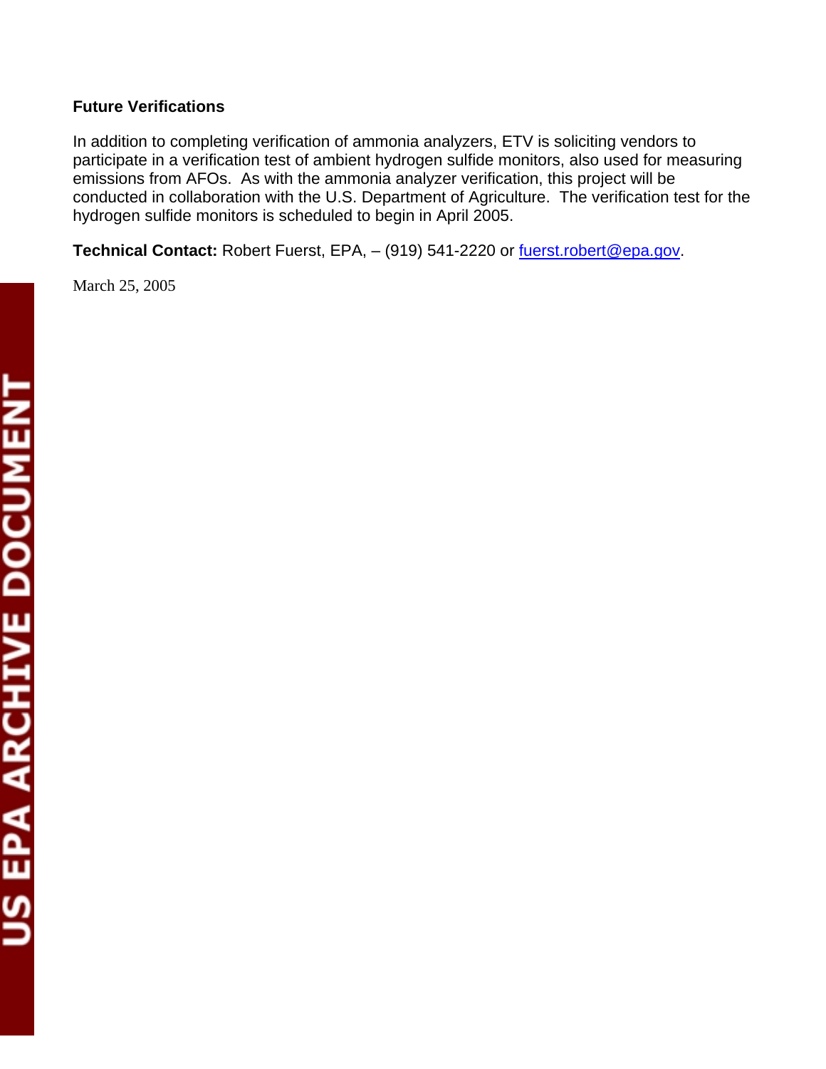**Future Verifications**

In addition to completing verification of ammonia analyzers, ETV is soliciting vendors to participate in a verification test of ambient hydrogen sulfide monitors, also used for measuring emissions from AFOs. As with the ammonia analyzer verification, this project will be conducted in collaboration with the U.S. Department of Agriculture. The verification test for the hydrogen sulfide monitors is scheduled to begin in April 2005.

**Technical Contact:** Robert Fuerst, EPA, – (919) 541-2220 or fuerst.robert@epa.gov.

March 25, 2005